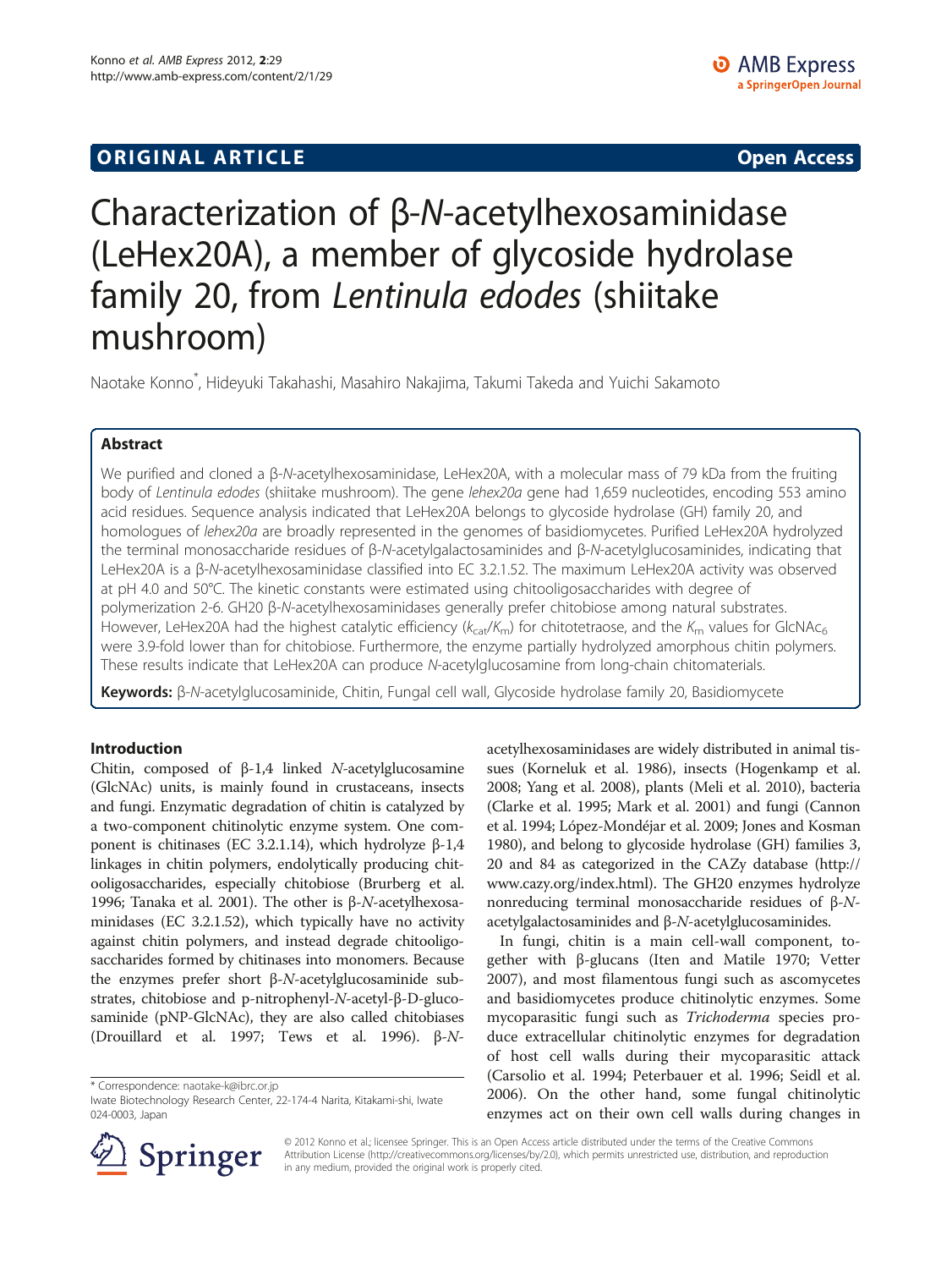**ORIGINAL ARTICLE** **Open Access**

# Characterization of β-*N*-acetylhexosaminidase (LeHex20A), a member of glycoside hydrolase family 20, from *Lentinula edodes* (shiitake mushroom)

Naotake Konno*, Hideyuki Takahashi, Masahiro Nakajima, Takumi Takeda and Yuichi Sakamoto

## Abstract

We purified and cloned a β-*N*-acetylhexosaminidase, LeHex20A, with a molecular mass of 79 kDa from the fruiting body of *Lentinula edodes* (shiitake mushroom). The gene *lehex20a* gene had 1,659 nucleotides, encoding 553 amino acid residues. Sequence analysis indicated that LeHex20A belongs to glycoside hydrolase (GH) family 20, and homologues of *lehex20a* are broadly represented in the genomes of basidiomycetes. Purified LeHex20A hydrolyzed the terminal monosaccharide residues of β-*N*-acetylgalactosaminides and β-*N*-acetylglucosaminides, indicating that LeHex20A is a β-*N*-acetylhexosaminidase classified into EC 3.2.1.52. The maximum LeHex20A activity was observed at pH 4.0 and 50°C. The kinetic constants were estimated using chitooligosaccharides with degree of polymerization 2-6. GH20 β-*N*-acetylhexosaminidases generally prefer chitobiose among natural substrates. However, LeHex20A had the highest catalytic efficiency ($k_{cat}/K_m$) for chitotetraose, and the $K_m$ values for $GlcNAc_6$ were 3.9-fold lower than for chitobiose. Furthermore, the enzyme partially hydrolyzed amorphous chitin polymers. These results indicate that LeHex20A can produce *N*-acetylglucosamine from long-chain chitomaterials.

**Keywords:** β-*N*-acetylglucosaminide, Chitin, Fungal cell wall, Glycoside hydrolase family 20, Basidiomycete

## Introduction

Chitin, composed of β-1,4 linked *N*-acetylglucosamine (GlcNAc) units, is mainly found in crustaceans, insects and fungi. Enzymatic degradation of chitin is catalyzed by a two-component chitinolytic enzyme system. One component is chitinases (EC 3.2.1.14), which hydrolyze β-1,4 linkages in chitin polymers, endolytically producing chitooligosaccharides, especially chitobiose (Brurberg et al. 1996; Tanaka et al. 2001). The other is β-*N*-acetylhexosaminidases (EC 3.2.1.52), which typically have no activity against chitin polymers, and instead degrade chitooligosaccharides formed by chitinases into monomers. Because the enzymes prefer short β-*N*-acetylglucosaminide substrates, chitobiose and p-nitrophenyl-*N*-acetyl-β-D-glucosaminide (pNP-GlcNAc), they are also called chitobiases (Drouillard et al. 1997; Tews et al. 1996). β-*N*-acetylhexosaminidases are widely distributed in animal tissues (Korneluk et al. 1986), insects (Hogenkamp et al. 2008; Yang et al. 2008), plants (Meli et al. 2010), bacteria (Clarke et al. 1995; Mark et al. 2001) and fungi (Cannon et al. 1994; López-Mondéjar et al. 2009; Jones and Kosman 1980), and belong to glycoside hydrolase (GH) families 3, 20 and 84 as categorized in the CAZy database (http://www.cazy.org/index.html). The GH20 enzymes hydrolyze nonreducing terminal monosaccharide residues of β-*N*-acetylgalactosaminides and β-*N*-acetylglucosaminides.

In fungi, chitin is a main cell-wall component, together with β-glucans (Iten and Matile 1970; Vetter 2007), and most filamentous fungi such as ascomycetes and basidiomycetes produce chitinolytic enzymes. Some mycoparasitic fungi such as *Trichoderma* species produce extracellular chitinolytic enzymes for degradation of host cell walls during their mycoparasitic attack (Carsolio et al. 1994; Peterbauer et al. 1996; Seidl et al. 2006). On the other hand, some fungal chitinolytic enzymes act on their own cell walls during changes in

* Correspondence: naotake-k@ibrc.or.jp
Iwate Biotechnology Research Center, 22-174-4 Narita, Kitakami-shi, Iwate 024-0003, Japan

© 2012 Konno et al.; licensee Springer. This is an Open Access article distributed under the terms of the Creative Commons Attribution License (http://creativecommons.org/licenses/by/2.0), which permits unrestricted use, distribution, and reproduction in any medium, provided the original work is properly cited.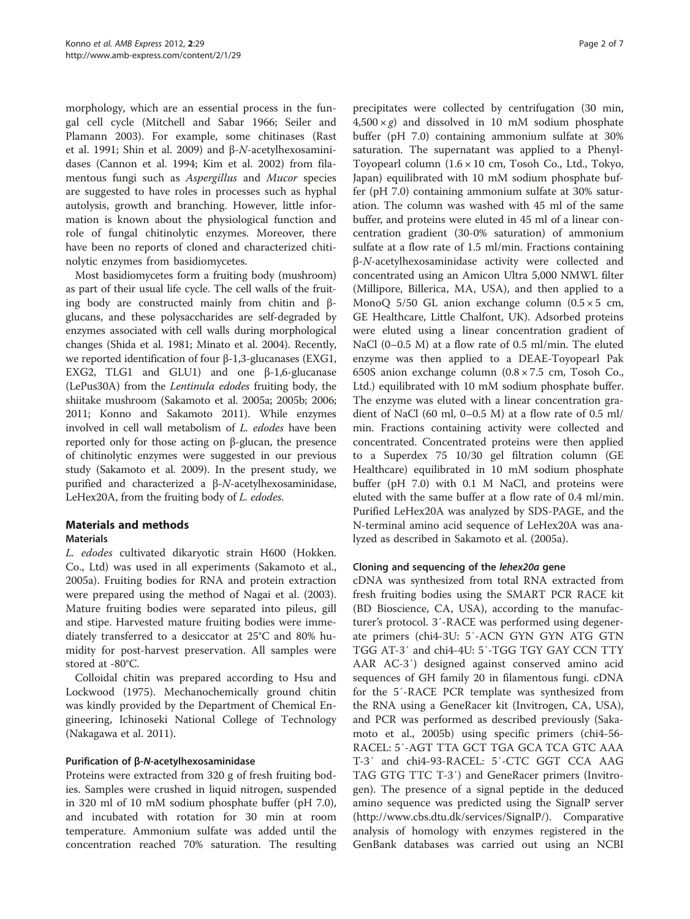morphology, which are an essential process in the fungal cell cycle (Mitchell and Sabar 1966; Seiler and Plamann 2003). For example, some chitinases (Rast et al. 1991; Shin et al. 2009) and β-*N*-acetylhexosaminidases (Cannon et al. 1994; Kim et al. 2002) from filamentous fungi such as *Aspergillus* and *Mucor* species are suggested to have roles in processes such as hyphal autolysis, growth and branching. However, little information is known about the physiological function and role of fungal chitinolytic enzymes. Moreover, there have been no reports of cloned and characterized chitinolytic enzymes from basidiomycetes.

Most basidiomycetes form a fruiting body (mushroom) as part of their usual life cycle. The cell walls of the fruiting body are constructed mainly from chitin and β-glucans, and these polysaccharides are self-degraded by enzymes associated with cell walls during morphological changes (Shida et al. 1981; Minato et al. 2004). Recently, we reported identification of four β-1,3-glucanases (EXG1, EXG2, TLG1 and GLU1) and one β-1,6-glucanase (LePus30A) from the *Lentinula edodes* fruiting body, the shiitake mushroom (Sakamoto et al. 2005a; 2005b; 2006; 2011; Konno and Sakamoto 2011). While enzymes involved in cell wall metabolism of *L. edodes* have been reported only for those acting on β-glucan, the presence of chitinolytic enzymes were suggested in our previous study (Sakamoto et al. 2009). In the present study, we purified and characterized a β-*N*-acetylhexosaminidase, LeHex20A, from the fruiting body of *L. edodes*.

## Materials and methods

### Materials

*L. edodes* cultivated dikaryotic strain H600 (Hokken. Co., Ltd) was used in all experiments (Sakamoto et al., 2005a). Fruiting bodies for RNA and protein extraction were prepared using the method of Nagai et al. (2003). Mature fruiting bodies were separated into pileus, gill and stipe. Harvested mature fruiting bodies were immediately transferred to a desiccator at 25°C and 80% humidity for post-harvest preservation. All samples were stored at -80°C.

Colloidal chitin was prepared according to Hsu and Lockwood (1975). Mechanochemically ground chitin was kindly provided by the Department of Chemical Engineering, Ichinoseki National College of Technology (Nakagawa et al. 2011).

### Purification of β-*N*-acetylhexosaminidase

Proteins were extracted from 320 g of fresh fruiting bodies. Samples were crushed in liquid nitrogen, suspended in 320 ml of 10 mM sodium phosphate buffer (pH 7.0), and incubated with rotation for 30 min at room temperature. Ammonium sulfate was added until the concentration reached 70% saturation. The resulting precipitates were collected by centrifugation (30 min, $4{,}500 \times g$) and dissolved in 10 mM sodium phosphate buffer (pH 7.0) containing ammonium sulfate at 30% saturation. The supernatant was applied to a Phenyl-Toyopearl column (1.6 × 10 cm, Tosoh Co., Ltd., Tokyo, Japan) equilibrated with 10 mM sodium phosphate buffer (pH 7.0) containing ammonium sulfate at 30% saturation. The column was washed with 45 ml of the same buffer, and proteins were eluted in 45 ml of a linear concentration gradient (30-0% saturation) of ammonium sulfate at a flow rate of 1.5 ml/min. Fractions containing β-*N*-acetylhexosaminidase activity were collected and concentrated using an Amicon Ultra 5,000 NMWL filter (Millipore, Billerica, MA, USA), and then applied to a MonoQ 5/50 GL anion exchange column (0.5 × 5 cm, GE Healthcare, Little Chalfont, UK). Adsorbed proteins were eluted using a linear concentration gradient of NaCl (0–0.5 M) at a flow rate of 0.5 ml/min. The eluted enzyme was then applied to a DEAE-Toyopearl Pak 650S anion exchange column (0.8 × 7.5 cm, Tosoh Co., Ltd.) equilibrated with 10 mM sodium phosphate buffer. The enzyme was eluted with a linear concentration gradient of NaCl (60 ml, 0–0.5 M) at a flow rate of 0.5 ml/min. Fractions containing activity were collected and concentrated. Concentrated proteins were then applied to a Superdex 75 10/30 gel filtration column (GE Healthcare) equilibrated in 10 mM sodium phosphate buffer (pH 7.0) with 0.1 M NaCl, and proteins were eluted with the same buffer at a flow rate of 0.4 ml/min. Purified LeHex20A was analyzed by SDS-PAGE, and the N-terminal amino acid sequence of LeHex20A was analyzed as described in Sakamoto et al. (2005a).

### Cloning and sequencing of the *lehex20a* gene

cDNA was synthesized from total RNA extracted from fresh fruiting bodies using the SMART PCR RACE kit (BD Bioscience, CA, USA), according to the manufacturer's protocol. 3′-RACE was performed using degenerate primers (chi4-3U: 5′-ACN GYN GYN ATG GTN TGG AT-3′ and chi4-4U: 5′-TGG TGY GAY CCN TTY AAR AC-3′) designed against conserved amino acid sequences of GH family 20 in filamentous fungi. cDNA for the 5′-RACE PCR template was synthesized from the RNA using a GeneRacer kit (Invitrogen, CA, USA), and PCR was performed as described previously (Sakamoto et al., 2005b) using specific primers (chi4-56-RACEL: 5′-AGT TTA GCT TGA GCA TCA GTC AAA T-3′ and chi4-93-RACEL: 5′-CTC GGT CCA AAG TAG GTG TTC T-3′) and GeneRacer primers (Invitrogen). The presence of a signal peptide in the deduced amino sequence was predicted using the SignalP server (http://www.cbs.dtu.dk/services/SignalP/). Comparative analysis of homology with enzymes registered in the GenBank databases was carried out using an NCBI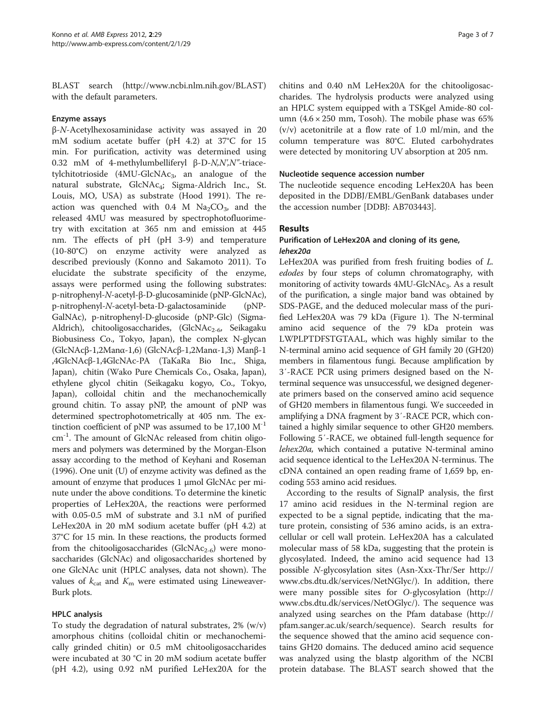BLAST search (http://www.ncbi.nlm.nih.gov/BLAST) with the default parameters.

### Enzyme assays

β-*N*-Acetylhexosaminidase activity was assayed in 20 mM sodium acetate buffer (pH 4.2) at 37°C for 15 min. For purification, activity was determined using 0.32 mM of 4-methylumbelliferyl β-D-*N,N′,N″*-triacetylchitotrioside (4MU-GlcNAc$_3$, an analogue of the natural substrate, GlcNAc$_4$; Sigma-Aldrich Inc., St. Louis, MO, USA) as substrate (Hood 1991). The reaction was quenched with 0.4 M $Na_2CO_3$, and the released 4MU was measured by spectrophotofluorimetry with excitation at 365 nm and emission at 445 nm. The effects of pH (pH 3-9) and temperature (10-80°C) on enzyme activity were analyzed as described previously (Konno and Sakamoto 2011). To elucidate the substrate specificity of the enzyme, assays were performed using the following substrates: p-nitrophenyl-*N*-acetyl-β-D-glucosaminide (pNP-GlcNAc), p-nitrophenyl-*N*-acetyl-beta-D-galactosaminide (pNP-GalNAc), p-nitrophenyl-D-glucoside (pNP-Glc) (Sigma-Aldrich), chitooligosaccharides, (GlcNAc$_{2-6}$, Seikagaku Biobusiness Co., Tokyo, Japan), the complex N-glycan (GlcNAcβ-1,2Manα-1,6) (GlcNAcβ-1,2Manα-1,3) Manβ-1 ,4GlcNAcβ-1,4GlcNAc-PA (TaKaRa Bio Inc., Shiga, Japan), chitin (Wako Pure Chemicals Co., Osaka, Japan), ethylene glycol chitin (Seikagaku kogyo, Co., Tokyo, Japan), colloidal chitin and the mechanochemically ground chitin. To assay pNP, the amount of pNP was determined spectrophotometrically at 405 nm. The extinction coefficient of pNP was assumed to be 17,100 $M^{-1}$ $cm^{-1}$. The amount of GlcNAc released from chitin oligomers and polymers was determined by the Morgan-Elson assay according to the method of Keyhani and Roseman (1996). One unit (U) of enzyme activity was defined as the amount of enzyme that produces 1 μmol GlcNAc per minute under the above conditions. To determine the kinetic properties of LeHex20A, the reactions were performed with 0.05-0.5 mM of substrate and 3.1 nM of purified LeHex20A in 20 mM sodium acetate buffer (pH 4.2) at 37°C for 15 min. In these reactions, the products formed from the chitooligosaccharides (GlcNAc$_{2-6}$) were monosaccharides (GlcNAc) and oligosaccharides shortened by one GlcNAc unit (HPLC analyses, data not shown). The values of $k_{cat}$ and $K_m$ were estimated using Lineweaver-Burk plots.

### HPLC analysis

To study the degradation of natural substrates, 2% (w/v) amorphous chitins (colloidal chitin or mechanochemically grinded chitin) or 0.5 mM chitooligosaccharides were incubated at 30 °C in 20 mM sodium acetate buffer (pH 4.2), using 0.92 nM purified LeHex20A for the chitins and 0.40 nM LeHex20A for the chitooligosaccharides. The hydrolysis products were analyzed using an HPLC system equipped with a TSKgel Amide-80 column (4.6 × 250 mm, Tosoh). The mobile phase was 65% (v/v) acetonitrile at a flow rate of 1.0 ml/min, and the column temperature was 80°C. Eluted carbohydrates were detected by monitoring UV absorption at 205 nm.

### Nucleotide sequence accession number

The nucleotide sequence encoding LeHex20A has been deposited in the DDBJ/EMBL/GenBank databases under the accession number [DDBJ: AB703443].

## Results

### Purification of LeHex20A and cloning of its gene, *lehex20a*

LeHex20A was purified from fresh fruiting bodies of *L. edodes* by four steps of column chromatography, with monitoring of activity towards 4MU-GlcNAc$_3$. As a result of the purification, a single major band was obtained by SDS-PAGE, and the deduced molecular mass of the purified LeHex20A was 79 kDa (Figure 1). The N-terminal amino acid sequence of the 79 kDa protein was LWPLPTDFSTGTAAL, which was highly similar to the N-terminal amino acid sequence of GH family 20 (GH20) members in filamentous fungi. Because amplification by 3′-RACE PCR using primers designed based on the N-terminal sequence was unsuccessful, we designed degenerate primers based on the conserved amino acid sequence of GH20 members in filamentous fungi. We succeeded in amplifying a DNA fragment by 3′-RACE PCR, which contained a highly similar sequence to other GH20 members. Following 5′-RACE, we obtained full-length sequence for *lehex20a,* which contained a putative N-terminal amino acid sequence identical to the LeHex20A N-terminus. The cDNA contained an open reading frame of 1,659 bp, encoding 553 amino acid residues.

According to the results of SignalP analysis, the first 17 amino acid residues in the N-terminal region are expected to be a signal peptide, indicating that the mature protein, consisting of 536 amino acids, is an extracellular or cell wall protein. LeHex20A has a calculated molecular mass of 58 kDa, suggesting that the protein is glycosylated. Indeed, the amino acid sequence had 13 possible *N*-glycosylation sites (Asn-Xxx-Thr/Ser http://www.cbs.dtu.dk/services/NetNGlyc/). In addition, there were many possible sites for *O*-glycosylation (http://www.cbs.dtu.dk/services/NetOGlyc/). The sequence was analyzed using searches on the Pfam database (http://pfam.sanger.ac.uk/search/sequence). Search results for the sequence showed that the amino acid sequence contains GH20 domains. The deduced amino acid sequence was analyzed using the blastp algorithm of the NCBI protein database. The BLAST search showed that the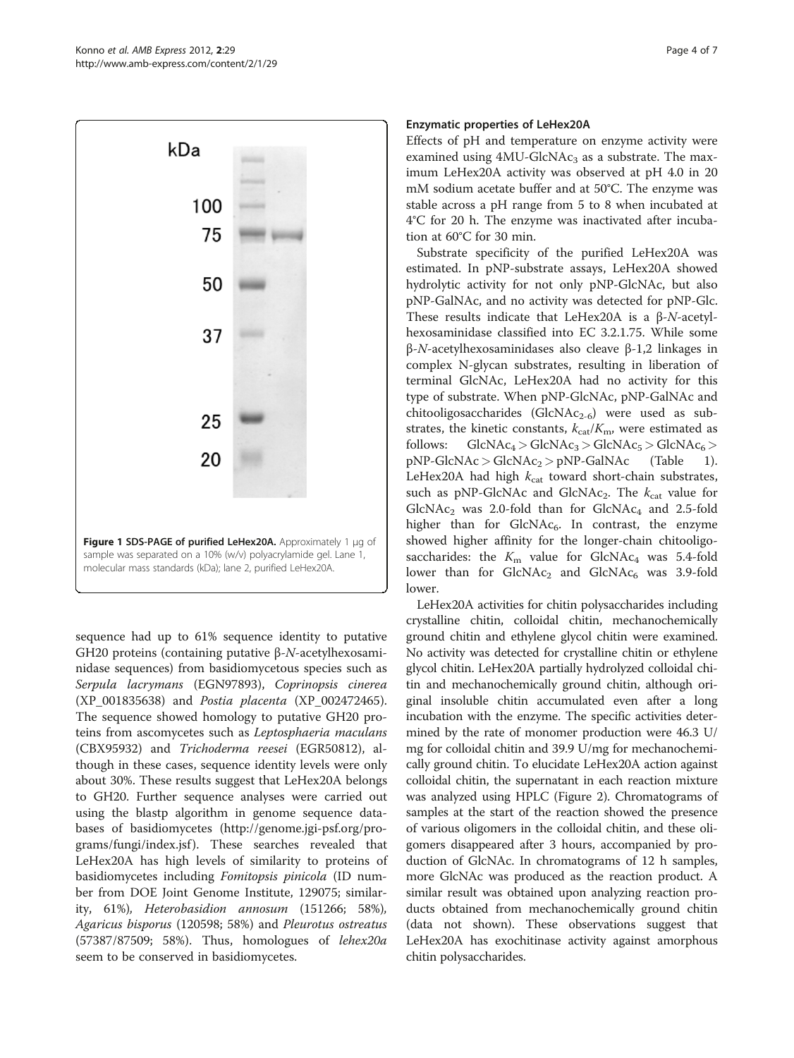sequence had up to 61% sequence identity to putative GH20 proteins (containing putative β-*N*-acetylhexosaminidase sequences) from basidiomycetous species such as *Serpula lacrymans* (EGN97893), *Coprinopsis cinerea* (XP_001835638) and *Postia placenta* (XP_002472465). The sequence showed homology to putative GH20 proteins from ascomycetes such as *Leptosphaeria maculans* (CBX95932) and *Trichoderma reesei* (EGR50812), although in these cases, sequence identity levels were only about 30%. These results suggest that LeHex20A belongs to GH20. Further sequence analyses were carried out using the blastp algorithm in genome sequence databases of basidiomycetes (http://genome.jgi-psf.org/programs/fungi/index.jsf). These searches revealed that LeHex20A has high levels of similarity to proteins of basidiomycetes including *Fomitopsis pinicola* (ID number from DOE Joint Genome Institute, 129075; similarity, 61%), *Heterobasidion annosum* (151266; 58%), *Agaricus bisporus* (120598; 58%) and *Pleurotus ostreatus* (57387/87509; 58%). Thus, homologues of *lehex20a* seem to be conserved in basidiomycetes.

**Figure 1 SDS-PAGE of purified LeHex20A.** Approximately 1 μg of sample was separated on a 10% (w/v) polyacrylamide gel. Lane 1, molecular mass standards (kDa); lane 2, purified LeHex20A.

### Enzymatic properties of LeHex20A

Effects of pH and temperature on enzyme activity were examined using 4MU-$GlcNAc_3$ as a substrate. The maximum LeHex20A activity was observed at pH 4.0 in 20 mM sodium acetate buffer and at 50°C. The enzyme was stable across a pH range from 5 to 8 when incubated at 4°C for 20 h. The enzyme was inactivated after incubation at 60°C for 30 min.

Substrate specificity of the purified LeHex20A was estimated. In pNP-substrate assays, LeHex20A showed hydrolytic activity for not only pNP-GlcNAc, but also pNP-GalNAc, and no activity was detected for pNP-Glc. These results indicate that LeHex20A is a β-*N*-acetylhexosaminidase classified into EC 3.2.1.75. While some β-*N*-acetylhexosaminidases also cleave β-1,2 linkages in complex N-glycan substrates, resulting in liberation of terminal GlcNAc, LeHex20A had no activity for this type of substrate. When pNP-GlcNAc, pNP-GalNAc and chitooligosaccharides ($GlcNAc_{2-6}$) were used as substrates, the kinetic constants, $k_{cat}/K_m$, were estimated as follows: $GlcNAc_4 > GlcNAc_3 > GlcNAc_5 > GlcNAc_6 >$ pNP-GlcNAc $> GlcNAc_2 >$ pNP-GalNAc (Table 1). LeHex20A had high $k_{cat}$ toward short-chain substrates, such as pNP-GlcNAc and $GlcNAc_2$. The $k_{cat}$ value for $GlcNAc_2$ was 2.0-fold than for $GlcNAc_4$ and 2.5-fold higher than for $GlcNAc_6$. In contrast, the enzyme showed higher affinity for the longer-chain chitooligosaccharides: the $K_m$ value for $GlcNAc_4$ was 5.4-fold lower than for $GlcNAc_2$ and $GlcNAc_6$ was 3.9-fold lower.

LeHex20A activities for chitin polysaccharides including crystalline chitin, colloidal chitin, mechanochemically ground chitin and ethylene glycol chitin were examined. No activity was detected for crystalline chitin or ethylene glycol chitin. LeHex20A partially hydrolyzed colloidal chitin and mechanochemically ground chitin, although original insoluble chitin accumulated even after a long incubation with the enzyme. The specific activities determined by the rate of monomer production were 46.3 U/mg for colloidal chitin and 39.9 U/mg for mechanochemically ground chitin. To elucidate LeHex20A action against colloidal chitin, the supernatant in each reaction mixture was analyzed using HPLC (Figure 2). Chromatograms of samples at the start of the reaction showed the presence of various oligomers in the colloidal chitin, and these oligomers disappeared after 3 hours, accompanied by production of GlcNAc. In chromatograms of 12 h samples, more GlcNAc was produced as the reaction product. A similar result was obtained upon analyzing reaction products obtained from mechanochemically ground chitin (data not shown). These observations suggest that LeHex20A has exochitinase activity against amorphous chitin polysaccharides.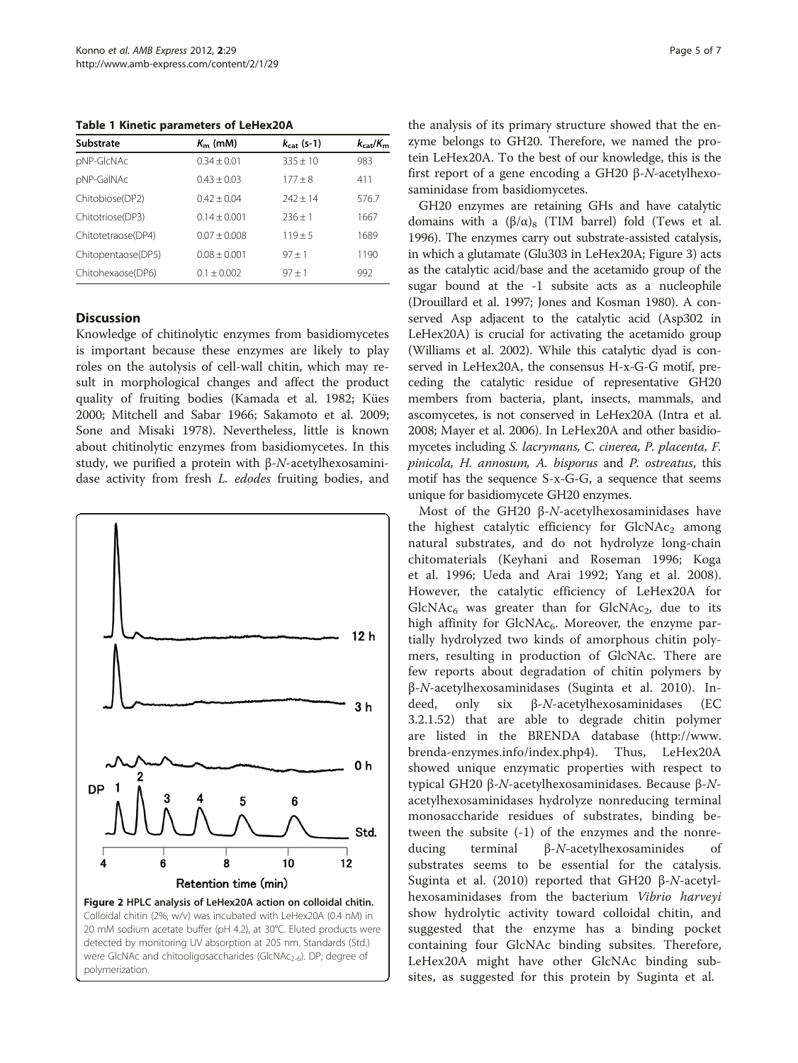**Table 1 Kinetic parameters of LeHex20A**

| Substrate | $K_m$ (mM) | $k_{cat}$ (s-1) | $k_{cat}/K_m$ |
|---|---|---|---|
| pNP-GlcNAc | 0.34 ± 0.01 | 335 ± 10 | 983 |
| pNP-GalNAc | 0.43 ± 0.03 | 177 ± 8 | 411 |
| Chitobiose(DP2) | 0.42 ± 0.04 | 242 ± 14 | 576.7 |
| Chitotriose(DP3) | 0.14 ± 0.001 | 236 ± 1 | 1667 |
| Chitotetraose(DP4) | 0.07 ± 0.008 | 119 ± 5 | 1689 |
| Chitopentaose(DP5) | 0.08 ± 0.001 | 97 ± 1 | 1190 |
| Chitohexaose(DP6) | 0.1 ± 0.002 | 97 ± 1 | 992 |

## Discussion

Knowledge of chitinolytic enzymes from basidiomycetes is important because these enzymes are likely to play roles on the autolysis of cell-wall chitin, which may result in morphological changes and affect the product quality of fruiting bodies (Kamada et al. 1982; Kües 2000; Mitchell and Sabar 1966; Sakamoto et al. 2009; Sone and Misaki 1978). Nevertheless, little is known about chitinolytic enzymes from basidiomycetes. In this study, we purified a protein with β-*N*-acetylhexosaminidase activity from fresh *L. edodes* fruiting bodies, and the analysis of its primary structure showed that the enzyme belongs to GH20. Therefore, we named the protein LeHex20A. To the best of our knowledge, this is the first report of a gene encoding a GH20 β-*N*-acetylhexosaminidase from basidiomycetes.

**Figure 2 HPLC analysis of LeHex20A action on colloidal chitin.** Colloidal chitin (2%, w/v) was incubated with LeHex20A (0.4 nM) in 20 mM sodium acetate buffer (pH 4.2), at 30°C. Eluted products were detected by monitoring UV absorption at 205 nm. Standards (Std.) were GlcNAc and chitooligosaccharides ($GlcNAc_{2-6}$). DP; degree of polymerization.

GH20 enzymes are retaining GHs and have catalytic domains with a $(\beta/\alpha)_8$ (TIM barrel) fold (Tews et al. 1996). The enzymes carry out substrate-assisted catalysis, in which a glutamate (Glu303 in LeHex20A; Figure 3) acts as the catalytic acid/base and the acetamido group of the sugar bound at the -1 subsite acts as a nucleophile (Drouillard et al. 1997; Jones and Kosman 1980). A conserved Asp adjacent to the catalytic acid (Asp302 in LeHex20A) is crucial for activating the acetamido group (Williams et al. 2002). While this catalytic dyad is conserved in LeHex20A, the consensus H-x-G-G motif, preceding the catalytic residue of representative GH20 members from bacteria, plant, insects, mammals, and ascomycetes, is not conserved in LeHex20A (Intra et al. 2008; Mayer et al. 2006). In LeHex20A and other basidiomycetes including *S. lacrymans, C. cinerea, P. placenta, F. pinicola, H. annosum, A. bisporus* and *P. ostreatus*, this motif has the sequence S-x-G-G, a sequence that seems unique for basidiomycete GH20 enzymes.

Most of the GH20 β-*N*-acetylhexosaminidases have the highest catalytic efficiency for $GlcNAc_2$ among natural substrates, and do not hydrolyze long-chain chitomaterials (Keyhani and Roseman 1996; Koga et al. 1996; Ueda and Arai 1992; Yang et al. 2008). However, the catalytic efficiency of LeHex20A for $GlcNAc_6$ was greater than for $GlcNAc_2$, due to its high affinity for $GlcNAc_6$. Moreover, the enzyme partially hydrolyzed two kinds of amorphous chitin polymers, resulting in production of GlcNAc. There are few reports about degradation of chitin polymers by β-*N*-acetylhexosaminidases (Suginta et al. 2010). Indeed, only six β-*N*-acetylhexosaminidases (EC 3.2.1.52) that are able to degrade chitin polymer are listed in the BRENDA database (http://www.brenda-enzymes.info/index.php4). Thus, LeHex20A showed unique enzymatic properties with respect to typical GH20 β-*N*-acetylhexosaminidases. Because β-*N*-acetylhexosaminidases hydrolyze nonreducing terminal monosaccharide residues of substrates, binding between the subsite (-1) of the enzymes and the nonreducing terminal β-*N*-acetylhexosaminides of substrates seems to be essential for the catalysis. Suginta et al. (2010) reported that GH20 β-*N*-acetylhexosaminidases from the bacterium *Vibrio harveyi* show hydrolytic activity toward colloidal chitin, and suggested that the enzyme has a binding pocket containing four GlcNAc binding subsites. Therefore, LeHex20A might have other GlcNAc binding subsites, as suggested for this protein by Suginta et al.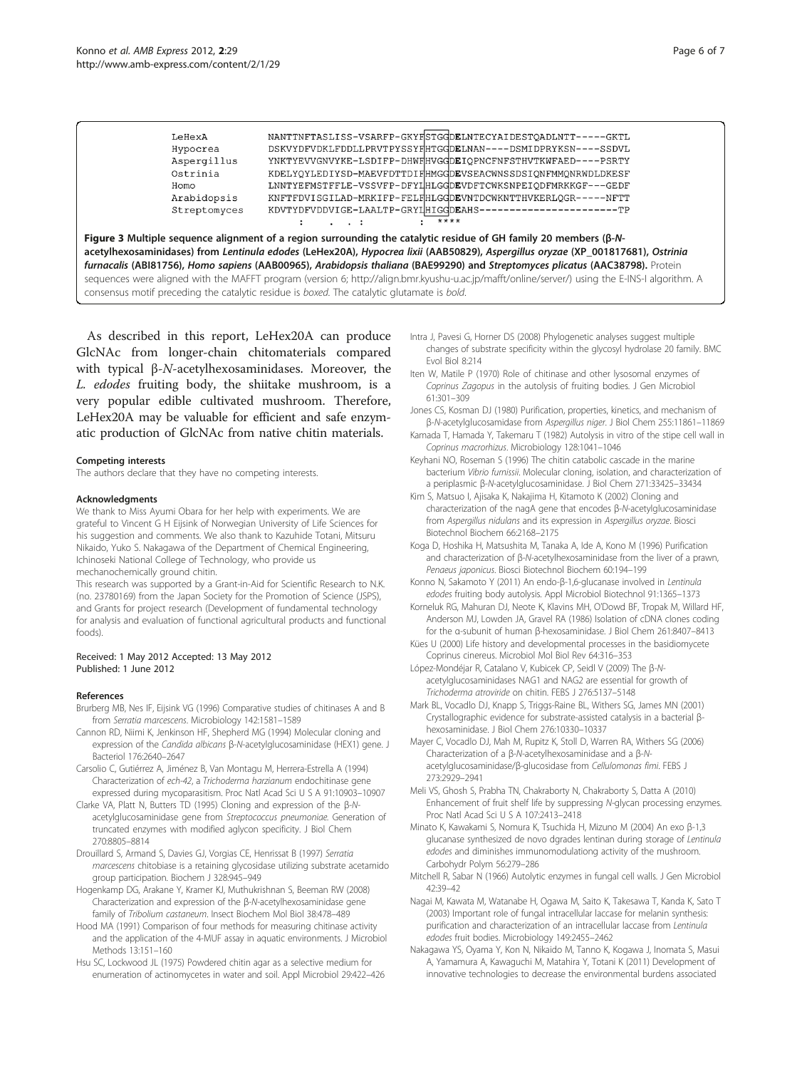```
LeHexA         NANTTNFTASLISS-VSARFP-GKYFSTGGDELNTECYAIDESTQADLNTT-----GKTL
Hypocrea       DSKVYDFVDKLFDDLLPRVTPYSSYFHTGGDELNAN----DSMIDPRYKSN----SSDVL
Aspergillus    YNKTYEVVGNVYKE-LSDIFP-DHWFHVGGDEIQPNCFNFSTHVTKWFAED----PSRTY
Ostrinia       KDELYQYLEDIYSD-MAEVFDTTDIFHMGGDEVSEACWNSSDSIQNFMMQNRWDLDKESF
Homo           LNNTYEFMSTFFLE-VSSVFP-DFYLHLGGDEVDFTCWKSNPEIQDFMRKKGF---GEDF
Arabidopsis    KNFTFDVISGILAD-MRKIFP-FELFHLGGDEVNTDCWKNTTHVKERLQGR-----NFTT
Streptomyces   KDVTYDFVDDVIGE-LAALTP-GRYIHIGGDEAHS-----------------------TP
                   :     .  . :           :  ****
```

**Figure 3 Multiple sequence alignment of a region surrounding the catalytic residue of GH family 20 members (β-*N*-acetylhexosaminidases) from *Lentinula edodes* (LeHex20A), *Hypocrea lixii* (AAB50829), *Aspergillus oryzae* (XP_001817681), *Ostrinia furnacalis* (ABI81756), *Homo sapiens* (AAB00965), *Arabidopsis thaliana* (BAE99290) and *Streptomyces plicatus* (AAC38798).** Protein sequences were aligned with the MAFFT program (version 6; http://align.bmr.kyushu-u.ac.jp/mafft/online/server/) using the E-INS-I algorithm. A consensus motif preceding the catalytic residue is *boxed*. The catalytic glutamate is **bold**.

As described in this report, LeHex20A can produce GlcNAc from longer-chain chitomaterials compared with typical β-*N*-acetylhexosaminidases. Moreover, the *L. edodes* fruiting body, the shiitake mushroom, is a very popular edible cultivated mushroom. Therefore, LeHex20A may be valuable for efficient and safe enzymatic production of GlcNAc from native chitin materials.

#### Competing interests

The authors declare that they have no competing interests.

#### Acknowledgments

We thank to Miss Ayumi Obara for her help with experiments. We are grateful to Vincent G H Eijsink of Norwegian University of Life Sciences for his suggestion and comments. We also thank to Kazuhide Totani, Mitsuru Nikaido, Yuko S. Nakagawa of the Department of Chemical Engineering, Ichinoseki National College of Technology, who provide us mechanochemically ground chitin.

This research was supported by a Grant-in-Aid for Scientific Research to N.K. (no. 23780169) from the Japan Society for the Promotion of Science (JSPS), and Grants for project research (Development of fundamental technology for analysis and evaluation of functional agricultural products and functional foods).

Received: 1 May 2012 Accepted: 13 May 2012
Published: 1 June 2012

#### References

Brurberg MB, Nes IF, Eijsink VG (1996) Comparative studies of chitinases A and B from *Serratia marcescens*. Microbiology 142:1581–1589

Cannon RD, Niimi K, Jenkinson HF, Shepherd MG (1994) Molecular cloning and expression of the *Candida albicans* β-*N*-acetylglucosaminidase (HEX1) gene. J Bacteriol 176:2640–2647

Carsolio C, Gutiérrez A, Jiménez B, Van Montagu M, Herrera-Estrella A (1994) Characterization of *ech-42*, a *Trichoderma harzianum* endochitinase gene expressed during mycoparasitism. Proc Natl Acad Sci U S A 91:10903–10907

Clarke VA, Platt N, Butters TD (1995) Cloning and expression of the β-*N*-acetylglucosaminidase gene from *Streptococcus pneumoniae*. Generation of truncated enzymes with modified aglycon specificity. J Biol Chem 270:8805–8814

Drouillard S, Armand S, Davies GJ, Vorgias CE, Henrissat B (1997) *Serratia marcescens* chitobiase is a retaining glycosidase utilizing substrate acetamido group participation. Biochem J 328:945–949

Hogenkamp DG, Arakane Y, Kramer KJ, Muthukrishnan S, Beeman RW (2008) Characterization and expression of the β-*N*-acetylhexosaminidase gene family of *Tribolium castaneum*. Insect Biochem Mol Biol 38:478–489

Hood MA (1991) Comparison of four methods for measuring chitinase activity and the application of the 4-MUF assay in aquatic environments. J Microbiol Methods 13:151–160

Hsu SC, Lockwood JL (1975) Powdered chitin agar as a selective medium for enumeration of actinomycetes in water and soil. Appl Microbiol 29:422–426

Intra J, Pavesi G, Horner DS (2008) Phylogenetic analyses suggest multiple changes of substrate specificity within the glycosyl hydrolase 20 family. BMC Evol Biol 8:214

Iten W, Matile P (1970) Role of chitinase and other lysosomal enzymes of *Coprinus Zagopus* in the autolysis of fruiting bodies. J Gen Microbiol 61:301–309

Jones CS, Kosman DJ (1980) Purification, properties, kinetics, and mechanism of β-*N*-acetylglucosamidase from *Aspergillus niger*. J Biol Chem 255:11861–11869

Kamada T, Hamada Y, Takemaru T (1982) Autolysis in vitro of the stipe cell wall in *Coprinus macrorhizus*. Microbiology 128:1041–1046

Keyhani NO, Roseman S (1996) The chitin catabolic cascade in the marine bacterium *Vibrio furnissii*. Molecular cloning, isolation, and characterization of a periplasmic β-*N*-acetylglucosaminidase. J Biol Chem 271:33425–33434

Kim S, Matsuo I, Ajisaka K, Nakajima H, Kitamoto K (2002) Cloning and characterization of the nagA gene that encodes β-*N*-acetylglucosaminidase from *Aspergillus nidulans* and its expression in *Aspergillus oryzae*. Biosci Biotechnol Biochem 66:2168–2175

Koga D, Hoshika H, Matsushita M, Tanaka A, Ide A, Kono M (1996) Purification and characterization of β-*N*-acetylhexosaminidase from the liver of a prawn, *Penaeus japonicus*. Biosci Biotechnol Biochem 60:194–199

Konno N, Sakamoto Y (2011) An endo-β-1,6-glucanase involved in *Lentinula edodes* fruiting body autolysis. Appl Microbiol Biotechnol 91:1365–1373

Korneluk RG, Mahuran DJ, Neote K, Klavins MH, O'Dowd BF, Tropak M, Willard HF, Anderson MJ, Lowden JA, Gravel RA (1986) Isolation of cDNA clones coding for the α-subunit of human β-hexosaminidase. J Biol Chem 261:8407–8413

Kües U (2000) Life history and developmental processes in the basidiomycete Coprinus cinereus. Microbiol Mol Biol Rev 64:316–353

López-Mondéjar R, Catalano V, Kubicek CP, Seidl V (2009) The β-*N*-acetylglucosaminidases NAG1 and NAG2 are essential for growth of *Trichoderma atroviride* on chitin. FEBS J 276:5137–5148

Mark BL, Vocadlo DJ, Knapp S, Triggs-Raine BL, Withers SG, James MN (2001) Crystallographic evidence for substrate-assisted catalysis in a bacterial β-hexosaminidase. J Biol Chem 276:10330–10337

Mayer C, Vocadlo DJ, Mah M, Rupitz K, Stoll D, Warren RA, Withers SG (2006) Characterization of a β-*N*-acetylhexosaminidase and a β-*N*-acetylglucosaminidase/β-glucosidase from *Cellulomonas fimi*. FEBS J 273:2929–2941

Meli VS, Ghosh S, Prabha TN, Chakraborty N, Chakraborty S, Datta A (2010) Enhancement of fruit shelf life by suppressing *N*-glycan processing enzymes. Proc Natl Acad Sci U S A 107:2413–2418

Minato K, Kawakami S, Nomura K, Tsuchida H, Mizuno M (2004) An exo β-1,3 glucanase synthesized de novo dgrades lentinan during storage of *Lentinula edodes* and diminishes immunomodulationg activity of the mushroom. Carbohydr Polym 56:279–286

Mitchell R, Sabar N (1966) Autolytic enzymes in fungal cell walls. J Gen Microbiol 42:39–42

Nagai M, Kawata M, Watanabe H, Ogawa M, Saito K, Takesawa T, Kanda K, Sato T (2003) Important role of fungal intracellular laccase for melanin synthesis: purification and characterization of an intracellular laccase from *Lentinula edodes* fruit bodies. Microbiology 149:2455–2462

Nakagawa YS, Oyama Y, Kon N, Nikaido M, Tanno K, Kogawa J, Inomata S, Masui A, Yamamura A, Kawaguchi M, Matahira Y, Totani K (2011) Development of innovative technologies to decrease the environmental burdens associated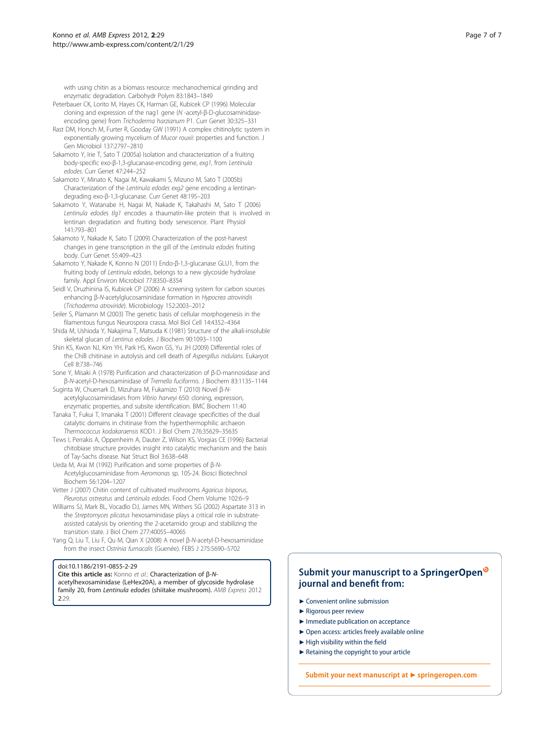with using chitin as a biomass resource: mechanochemical grinding and enzymatic degradation. Carbohydr Polym 83:1843–1849

Peterbauer CK, Lorito M, Hayes CK, Harman GE, Kubicek CP (1996) Molecular cloning and expression of the nag1 gene (*N* -acetyl-β-D-glucosaminidase-encoding gene) from *Trichoderma harzianum* P1. Curr Genet 30:325–331

Rast DM, Horsch M, Furter R, Gooday GW (1991) A complex chitinolytic system in exponentially growing mycelium of *Mucor rouxii*: properties and function. J Gen Microbiol 137:2797–2810

Sakamoto Y, Irie T, Sato T (2005a) Isolation and characterization of a fruiting body-specific exo-β-1,3-glucanase-encoding gene, *exg1*, from *Lentinula edodes*. Curr Genet 47:244–252

Sakamoto Y, Minato K, Nagai M, Kawakami S, Mizuno M, Sato T (2005b) Characterization of the *Lentinula edodes exg2* gene encoding a lentinan-degrading exo-β-1,3-glucanase. Curr Genet 48:195–203

Sakamoto Y, Watanabe H, Nagai M, Nakade K, Takahashi M, Sato T (2006) *Lentinula edodes tlg1* encodes a thaumatin-like protein that is involved in lentinan degradation and fruiting body senescence. Plant Physiol 141:793–801

Sakamoto Y, Nakade K, Sato T (2009) Characterization of the post-harvest changes in gene transcription in the gill of the *Lentinula edodes* fruiting body. Curr Genet 55:409–423

Sakamoto Y, Nakade K, Konno N (2011) Endo-β-1,3-glucanase GLU1, from the fruiting body of *Lentinula edodes*, belongs to a new glycoside hydrolase family. Appl Environ Microbiol 77:8350–8354

Seidl V, Druzhinina IS, Kubicek CP (2006) A screening system for carbon sources enhancing β-*N*-acetylglucosaminidase formation in *Hypocrea atroviridis* (*Trichoderma atroviride*). Microbiology 152:2003–2012

Seiler S, Plamann M (2003) The genetic basis of cellular morphogenesis in the filamentous fungus Neurospora crassa. Mol Biol Cell 14:4352–4364

Shida M, Ushioda Y, Nakajima T, Matsuda K (1981) Structure of the alkali-insoluble skeletal glucan of *Lentinus edodes*. J Biochem 90:1093–1100

Shin KS, Kwon NJ, Kim YH, Park HS, Kwon GS, Yu JH (2009) Differential roles of the ChiB chitinase in autolysis and cell death of *Aspergillus nidulans*. Eukaryot Cell 8:738–746

Sone Y, Misaki A (1978) Purification and characterization of β-D-mannosidase and β-*N*-acetyl-D-hexosaminidase of *Tremella fuciformis*. J Biochem 83:1135–1144

Suginta W, Chuenark D, Mizuhara M, Fukamizo T (2010) Novel β-*N*-acetylglucosaminidases from *Vibrio harveyi* 650: cloning, expression, enzymatic properties, and subsite identification. BMC Biochem 11:40

Tanaka T, Fukui T, Imanaka T (2001) Different cleavage specificities of the dual catalytic domains in chitinase from the hyperthermophilic archaeon *Thermococcus kodakaraensis* KOD1. J Biol Chem 276:35629–35635

Tews I, Perrakis A, Oppenheim A, Dauter Z, Wilson KS, Vorgias CE (1996) Bacterial chitobiase structure provides insight into catalytic mechanism and the basis of Tay-Sachs disease. Nat Struct Biol 3:638–648

Ueda M, Arai M (1992) Purification and some properties of β-*N*-Acetylglucosaminidase from *Aeromonas* sp. 10S-24. Biosci Biotechnol Biochem 56:1204–1207

Vetter J (2007) Chitin content of cultivated mushrooms *Agaricus bisporus*, *Pleurotus ostreatus* and *Lentinula edodes*. Food Chem Volume 102:6–9

Williams SJ, Mark BL, Vocadlo DJ, James MN, Withers SG (2002) Aspartate 313 in the *Streptomyces plicatus* hexosaminidase plays a critical role in substrate-assisted catalysis by orienting the 2-acetamido group and stabilizing the transition state. J Biol Chem 277:40055–40065

Yang Q, Liu T, Liu F, Qu M, Qian X (2008) A novel β-*N*-acetyl-D-hexosaminidase from the insect *Ostrinia furnacalis* (Guenée). FEBS J 275:5690–5702

doi:10.1186/2191-0855-2-29

**Cite this article as:** Konno *et al.*: Characterization of β-*N*-acetylhexosaminidase (LeHex20A), a member of glycoside hydrolase family 20, from *Lentinula edodes* (shiitake mushroom). *AMB Express* 2012 2:29.

**Submit your manuscript to a SpringerOpen journal and benefit from:**

- ► Convenient online submission
- ► Rigorous peer review
- ► Immediate publication on acceptance
- ► Open access: articles freely available online
- ► High visibility within the field
- ► Retaining the copyright to your article

**Submit your next manuscript at ► springeropen.com**